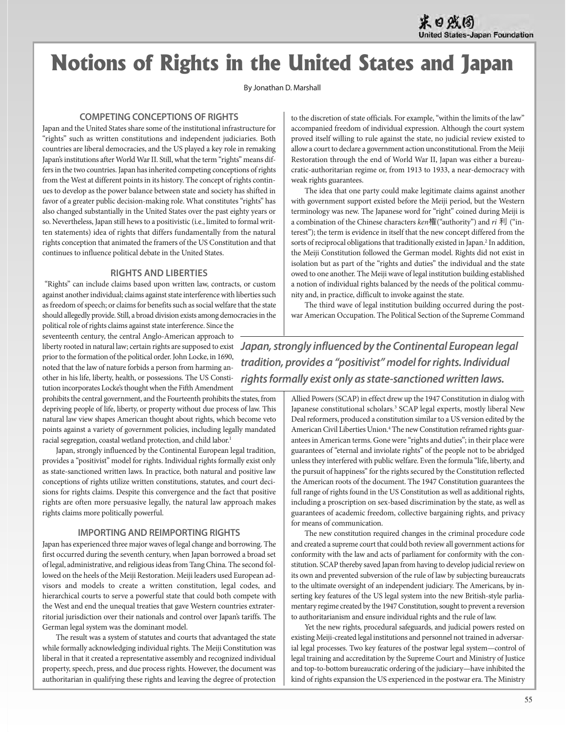# Notions of Rights in the United States and Japan

By Jonathan D. Marshall

### COMPETING CONCEPTIONS OF RIGHTS

Japan and the United States share some of the institutional infrastructure for "rights" such as written constitutions and independent judiciaries. Both countries are liberal democracies, and the US played a key role in remaking Japan's institutions after World War II. Still, what the term "rights" means differs in the two countries. Japan has inherited competing conceptions of rights from the West at different points in its history. The concept of rights continues to develop as the power balance between state and society has shifted in favor of a greater public decision-making role. What constitutes "rights" has also changed substantially in the United States over the past eighty years or so. Nevertheless, Japan still hews to a positivistic (i.e., limited to formal written statements) idea of rights that differs fundamentally from the natural rights conception that animated the framers of the US Constitution and that continues to influence political debate in the United States.

### RIGHTS AND LIBERTIES

"Rights" can include claims based upon written law, contracts, or custom against another individual; claims against state interference with liberties such as freedom of speech; or claims for benefits such as social welfare that the state should allegedly provide. Still, a broad division exists among democracies in the political role of rights claims against state interference. Since the seventeenth century, the central Anglo-American approach to liberty rooted in natural law; certain rights are supposed to exist prior to the formation of the political order. John Locke, in 1690, noted that the law of nature forbids a person from harming another in his life, liberty, health, or possessions. The US Constitution incorporates Locke's thought when the Fifth Amendment prohibits the central government, and the Fourteenth prohibits the states, from depriving people of life, liberty, or property without due process of law. This natural law view shapes American thought about rights, which become veto points against a variety of government policies, including legally mandated racial segregation, coastal wetland protection, and child labor.[1]

Japan, strongly influenced by the Continental European legal tradition, provides a "positivist" model for rights. Individual rights formally exist only as state-sanctioned written laws. In practice, both natural and positive law conceptions of rights utilize written constitutions, statutes, and court decisions for rights claims. Despite this convergence and the fact that positive rights are often more persuasive legally, the natural law approach makes rights claims more politically powerful.

### IMPORTING AND REIMPORTING RIGHTS

Japan has experienced three major waves of legal change and borrowing. The first occurred during the seventh century, when Japan borrowed a broad set of legal, administrative, and religious ideas from Tang China. The second followed on the heels of the Meiji Restoration. Meiji leaders used European advisors and models to create a written constitution, legal codes, and hierarchical courts to serve a powerful state that could both compete with the West and end the unequal treaties that gave Western countries extraterritorial jurisdiction over their nationals and control over Japan's tariffs. The German legal system was the dominant model.

The result was a system of statutes and courts that advantaged the state while formally acknowledging individual rights. The Meiji Constitution was liberal in that it created a representative assembly and recognized individual property, speech, press, and due process rights. However, the document was authoritarian in qualifying these rights and leaving the degree of protection to the discretion of state officials. For example, "within the limits of the law" accompanied freedom of individual expression. Although the court system proved itself willing to rule against the state, no judicial review existed to allow a court to declare a government action unconstitutional. From the Meiji Restoration through the end of World War II, Japan was either a bureaucratic-authoritarian regime or, from 1913 to 1933, a near-democracy with weak rights guarantees.

The idea that one party could make legitimate claims against another with government support existed before the Meiji period, but the Western terminology was new. The Japanese word for "right" coined during Meiji is a combination of the Chinese characters *ken*権("authority") and *ri* 利 ("interest"); the term is evidence in itself that the new concept differed from the sorts of reciprocal obligations that traditionally existed in Japan.[2] In addition, the Meiji Constitution followed the German model. Rights did not exist in isolation but as part of the "rights and duties" the individual and the state owed to one another. The Meiji wave of legal institution building established a notion of individual rights balanced by the needs of the political community and, in practice, difficult to invoke against the state.

The third wave of legal institution building occurred during the postwar American Occupation. The Political Section of the Supreme Command Allied Powers (SCAP) in effect drew up the 1947 Constitution in dialog with Japanese constitutional scholars.[3] SCAP legal experts, mostly liberal New Deal reformers, produced a constitution similar to a US version edited by the American Civil Liberties Union.[4] The new Constitution reframed rights guarantees in American terms. Gone were "rights and duties"; in their place were guarantees of "eternal and inviolate rights" of the people not to be abridged unless they interfered with public welfare. Even the formula "life, liberty, and the pursuit of happiness" for the rights secured by the Constitution reflected the American roots of the document. The 1947 Constitution guarantees the full range of rights found in the US Constitution as well as additional rights, including a proscription on sex-based discrimination by the state, as well as guarantees of academic freedom, collective bargaining rights, and privacy for means of communication.

The new constitution required changes in the criminal procedure code and created a supreme court that could both review all government actions for conformity with the law and acts of parliament for conformity with the constitution. SCAP thereby saved Japan from having to develop judicial review on its own and prevented subversion of the rule of law by subjecting bureaucrats to the ultimate oversight of an independent judiciary. The Americans, by inserting key features of the US legal system into the new British-style parliamentary regime created by the 1947 Constitution, sought to prevent a reversion to authoritarianism and ensure individual rights and the rule of law.

Yet the new rights, procedural safeguards, and judicial powers rested on existing Meiji-created legal institutions and personnel not trained in adversarial legal processes. Two key features of the postwar legal system—control of legal training and accreditation by the Supreme Court and Ministry of Justice and top-to-bottom bureaucratic ordering of the judiciary—have inhibited the kind of rights expansion the US experienced in the postwar era. The Ministry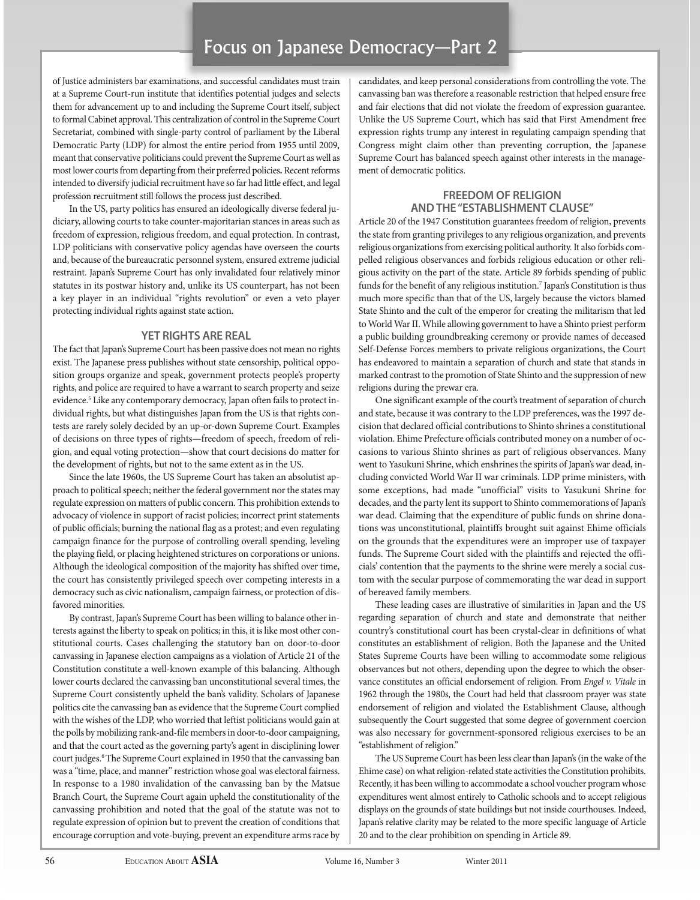of Justice administers bar examinations, and successful candidates must train at a Supreme Court-run institute that identifies potential judges and selects them for advancement up to and including the Supreme Court itself, subject to formal Cabinet approval. This centralization of control in the Supreme Court Secretariat, combined with single-party control of parliament by the Liberal Democratic Party (LDP) for almost the entire period from 1955 until 2009, meant that conservative politicians could prevent the Supreme Court as well as most lower courts from departing from their preferred policies. Recent reforms intended to diversify judicial recruitment have so far had little effect, and legal profession recruitment still follows the process just described.

In the US, party politics has ensured an ideologically diverse federal judiciary, allowing courts to take counter-majoritarian stances in areas such as freedom of expression, religious freedom, and equal protection. In contrast, LDP politicians with conservative policy agendas have overseen the courts and, because of the bureaucratic personnel system, ensured extreme judicial restraint. Japan's Supreme Court has only invalidated four relatively minor statutes in its postwar history and, unlike its US counterpart, has not been a key player in an individual "rights revolution" or even a veto player protecting individual rights against state action.

### YET RIGHTS ARE REAL

The fact that Japan's Supreme Court has been passive does not mean no rights exist. The Japanese press publishes without state censorship, political opposition groups organize and speak, government protects people's property rights, and police are required to have a warrant to search property and seize evidence.[5] Like any contemporary democracy, Japan often fails to protect individual rights, but what distinguishes Japan from the US is that rights contests are rarely solely decided by an up-or-down Supreme Court. Examples of decisions on three types of rights—freedom of speech, freedom of religion, and equal voting protection—show that court decisions do matter for the development of rights, but not to the same extent as in the US.

Since the late 1960s, the US Supreme Court has taken an absolutist approach to political speech; neither the federal government nor the states may regulate expression on matters of public concern. This prohibition extends to advocacy of violence in support of racist policies; incorrect print statements of public officials; burning the national flag as a protest; and even regulating campaign finance for the purpose of controlling overall spending, leveling the playing field, or placing heightened strictures on corporations or unions. Although the ideological composition of the majority has shifted over time, the court has consistently privileged speech over competing interests in a democracy such as civic nationalism, campaign fairness, or protection of disfavored minorities.

By contrast, Japan's Supreme Court has been willing to balance other interests against the liberty to speak on politics; in this, it is like most other constitutional courts. Cases challenging the statutory ban on door-to-door canvassing in Japanese election campaigns as a violation of Article 21 of the Constitution constitute a well-known example of this balancing. Although lower courts declared the canvassing ban unconstitutional several times, the Supreme Court consistently upheld the ban's validity. Scholars of Japanese politics cite the canvassing ban as evidence that the Supreme Court complied with the wishes of the LDP, who worried that leftist politicians would gain at the polls by mobilizing rank-and-file members in door-to-door campaigning, and that the court acted as the governing party's agent in disciplining lower court judges.[6] The Supreme Court explained in 1950 that the canvassing ban was a "time, place, and manner" restriction whose goal was electoral fairness. In response to a 1980 invalidation of the canvassing ban by the Matsue Branch Court, the Supreme Court again upheld the constitutionality of the canvassing prohibition and noted that the goal of the statute was not to regulate expression of opinion but to prevent the creation of conditions that encourage corruption and vote-buying, prevent an expenditure arms race by candidates, and keep personal considerations from controlling the vote. The canvassing ban was therefore a reasonable restriction that helped ensure free and fair elections that did not violate the freedom of expression guarantee. Unlike the US Supreme Court, which has said that First Amendment free expression rights trump any interest in regulating campaign spending that Congress might claim other than preventing corruption, the Japanese Supreme Court has balanced speech against other interests in the management of democratic politics.

### FREEDOM OF RELIGION AND THE "ESTABLISHMENT CLAUSE"

Article 20 of the 1947 Constitution guarantees freedom of religion, prevents the state from granting privileges to any religious organization, and prevents religious organizations from exercising political authority. It also forbids compelled religious observances and forbids religious education or other religious activity on the part of the state. Article 89 forbids spending of public funds for the benefit of any religious institution.[7] Japan's Constitution is thus much more specific than that of the US, largely because the victors blamed State Shinto and the cult of the emperor for creating the militarism that led to World War II. While allowing government to have a Shinto priest perform a public building groundbreaking ceremony or provide names of deceased Self-Defense Forces members to private religious organizations, the Court has endeavored to maintain a separation of church and state that stands in marked contrast to the promotion of State Shinto and the suppression of new religions during the prewar era.

One significant example of the court's treatment of separation of church and state, because it was contrary to the LDP preferences, was the 1997 decision that declared official contributions to Shinto shrines a constitutional violation. Ehime Prefecture officials contributed money on a number of occasions to various Shinto shrines as part of religious observances. Many went to Yasukuni Shrine, which enshrines the spirits of Japan's war dead, including convicted World War II war criminals. LDP prime ministers, with some exceptions, had made "unofficial" visits to Yasukuni Shrine for decades, and the party lent its support to Shinto commemorations of Japan's war dead. Claiming that the expenditure of public funds on shrine donations was unconstitutional, plaintiffs brought suit against Ehime officials on the grounds that the expenditures were an improper use of taxpayer funds. The Supreme Court sided with the plaintiffs and rejected the officials' contention that the payments to the shrine were merely a social custom with the secular purpose of commemorating the war dead in support of bereaved family members.

These leading cases are illustrative of similarities in Japan and the US regarding separation of church and state and demonstrate that neither country's constitutional court has been crystal-clear in definitions of what constitutes an establishment of religion. Both the Japanese and the United States Supreme Courts have been willing to accommodate some religious observances but not others, depending upon the degree to which the observance constitutes an official endorsement of religion. From *Engel v. Vitale* in 1962 through the 1980s, the Court had held that classroom prayer was state endorsement of religion and violated the Establishment Clause, although subsequently the Court suggested that some degree of government coercion was also necessary for government-sponsored religious exercises to be an "establishment of religion."

The US Supreme Court has been less clear than Japan's (in the wake of the Ehime case) on what religion-related state activities the Constitution prohibits. Recently, it has been willing to accommodate a school voucher program whose expenditures went almost entirely to Catholic schools and to accept religious displays on the grounds of state buildings but not inside courthouses. Indeed, Japan's relative clarity may be related to the more specific language of Article 20 and to the clear prohibition on spending in Article 89.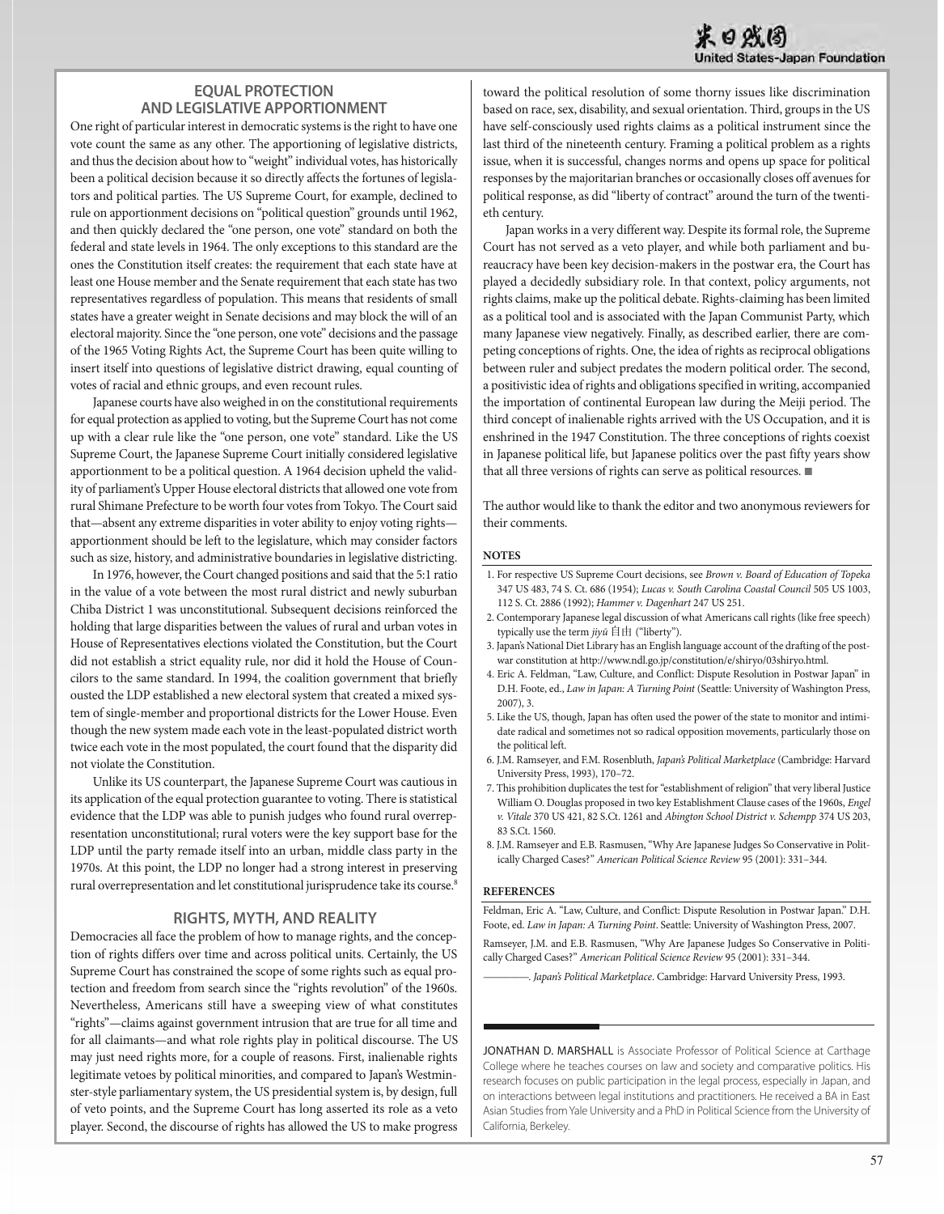## EQUAL PROTECTION AND LEGISLATIVE APPORTIONMENT

One right of particular interest in democratic systems is the right to have one vote count the same as any other. The apportioning of legislative districts, and thus the decision about how to "weight" individual votes, has historically been a political decision because it so directly affects the fortunes of legislators and political parties. The US Supreme Court, for example, declined to rule on apportionment decisions on "political question" grounds until 1962, and then quickly declared the "one person, one vote" standard on both the federal and state levels in 1964. The only exceptions to this standard are the ones the Constitution itself creates: the requirement that each state have at least one House member and the Senate requirement that each state has two representatives regardless of population. This means that residents of small states have a greater weight in Senate decisions and may block the will of an electoral majority. Since the "one person, one vote" decisions and the passage of the 1965 Voting Rights Act, the Supreme Court has been quite willing to insert itself into questions of legislative district drawing, equal counting of votes of racial and ethnic groups, and even recount rules.

Japanese courts have also weighed in on the constitutional requirements for equal protection as applied to voting, but the Supreme Court has not come up with a clear rule like the "one person, one vote" standard. Like the US Supreme Court, the Japanese Supreme Court initially considered legislative apportionment to be a political question. A 1964 decision upheld the validity of parliament's Upper House electoral districts that allowed one vote from rural Shimane Prefecture to be worth four votes from Tokyo. The Court said that—absent any extreme disparities in voter ability to enjoy voting rights—apportionment should be left to the legislature, which may consider factors such as size, history, and administrative boundaries in legislative districting.

In 1976, however, the Court changed positions and said that the 5:1 ratio in the value of a vote between the most rural district and newly suburban Chiba District 1 was unconstitutional. Subsequent decisions reinforced the holding that large disparities between the values of rural and urban votes in House of Representatives elections violated the Constitution, but the Court did not establish a strict equality rule, nor did it hold the House of Councilors to the same standard. In 1994, the coalition government that briefly ousted the LDP established a new electoral system that created a mixed system of single-member and proportional districts for the Lower House. Even though the new system made each vote in the least-populated district worth twice each vote in the most populated, the court found that the disparity did not violate the Constitution.

Unlike its US counterpart, the Japanese Supreme Court was cautious in its application of the equal protection guarantee to voting. There is statistical evidence that the LDP was able to punish judges who found rural overrepresentation unconstitutional; rural voters were the key support base for the LDP until the party remade itself into an urban, middle class party in the 1970s. At this point, the LDP no longer had a strong interest in preserving rural overrepresentation and let constitutional jurisprudence take its course.[8]

## RIGHTS, MYTH, AND REALITY

Democracies all face the problem of how to manage rights, and the conception of rights differs over time and across political units. Certainly, the US Supreme Court has constrained the scope of some rights such as equal protection and freedom from search since the "rights revolution" of the 1960s. Nevertheless, Americans still have a sweeping view of what constitutes "rights"—claims against government intrusion that are true for all time and for all claimants—and what role rights play in political discourse. The US may just need rights more, for a couple of reasons. First, inalienable rights legitimate vetoes by political minorities, and compared to Japan's Westminster-style parliamentary system, the US presidential system is, by design, full of veto points, and the Supreme Court has long asserted its role as a veto player. Second, the discourse of rights has allowed the US to make progress toward the political resolution of some thorny issues like discrimination based on race, sex, disability, and sexual orientation. Third, groups in the US have self-consciously used rights claims as a political instrument since the last third of the nineteenth century. Framing a political problem as a rights issue, when it is successful, changes norms and opens up space for political responses by the majoritarian branches or occasionally closes off avenues for political response, as did "liberty of contract" around the turn of the twentieth century.

Japan works in a very different way. Despite its formal role, the Supreme Court has not served as a veto player, and while both parliament and bureaucracy have been key decision-makers in the postwar era, the Court has played a decidedly subsidiary role. In that context, policy arguments, not rights claims, make up the political debate. Rights-claiming has been limited as a political tool and is associated with the Japan Communist Party, which many Japanese view negatively. Finally, as described earlier, there are competing conceptions of rights. One, the idea of rights as reciprocal obligations between ruler and subject predates the modern political order. The second, a positivistic idea of rights and obligations specified in writing, accompanied the importation of continental European law during the Meiji period. The third concept of inalienable rights arrived with the US Occupation, and it is enshrined in the 1947 Constitution. The three conceptions of rights coexist in Japanese political life, but Japanese politics over the past fifty years show that all three versions of rights can serve as political resources. ■

The author would like to thank the editor and two anonymous reviewers for their comments.

### NOTES

1. For respective US Supreme Court decisions, see *Brown v. Board of Education of Topeka* 347 US 483, 74 S. Ct. 686 (1954); *Lucas v. South Carolina Coastal Council* 505 US 1003, 112 S. Ct. 2886 (1992); *Hammer v. Dagenhart* 247 US 251.
2. Contemporary Japanese legal discussion of what Americans call rights (like free speech) typically use the term *jiyū* 自由 ("liberty").
3. Japan's National Diet Library has an English language account of the drafting of the postwar constitution at http://www.ndl.go.jp/constitution/e/shiryo/03shiryo.html.
4. Eric A. Feldman, "Law, Culture, and Conflict: Dispute Resolution in Postwar Japan" in D.H. Foote, ed., *Law in Japan: A Turning Point* (Seattle: University of Washington Press, 2007), 3.
5. Like the US, though, Japan has often used the power of the state to monitor and intimidate radical and sometimes not so radical opposition movements, particularly those on the political left.
6. J.M. Ramseyer, and F.M. Rosenbluth, *Japan's Political Marketplace* (Cambridge: Harvard University Press, 1993), 170–72.
7. This prohibition duplicates the test for "establishment of religion" that very liberal Justice William O. Douglas proposed in two key Establishment Clause cases of the 1960s, *Engel v. Vitale* 370 US 421, 82 S.Ct. 1261 and *Abington School District v. Schempp* 374 US 203, 83 S.Ct. 1560.
8. J.M. Ramseyer and E.B. Rasmusen, "Why Are Japanese Judges So Conservative in Politically Charged Cases?" *American Political Science Review* 95 (2001): 331–344.

### REFERENCES

Feldman, Eric A. "Law, Culture, and Conflict: Dispute Resolution in Postwar Japan." D.H. Foote, ed. *Law in Japan: A Turning Point*. Seattle: University of Washington Press, 2007.

Ramseyer, J.M. and E.B. Rasmusen, "Why Are Japanese Judges So Conservative in Politically Charged Cases?" *American Political Science Review* 95 (2001): 331–344.

————. *Japan's Political Marketplace*. Cambridge: Harvard University Press, 1993.

JONATHAN D. MARSHALL is Associate Professor of Political Science at Carthage College where he teaches courses on law and society and comparative politics. His research focuses on public participation in the legal process, especially in Japan, and on interactions between legal institutions and practitioners. He received a BA in East Asian Studies from Yale University and a PhD in Political Science from the University of California, Berkeley.